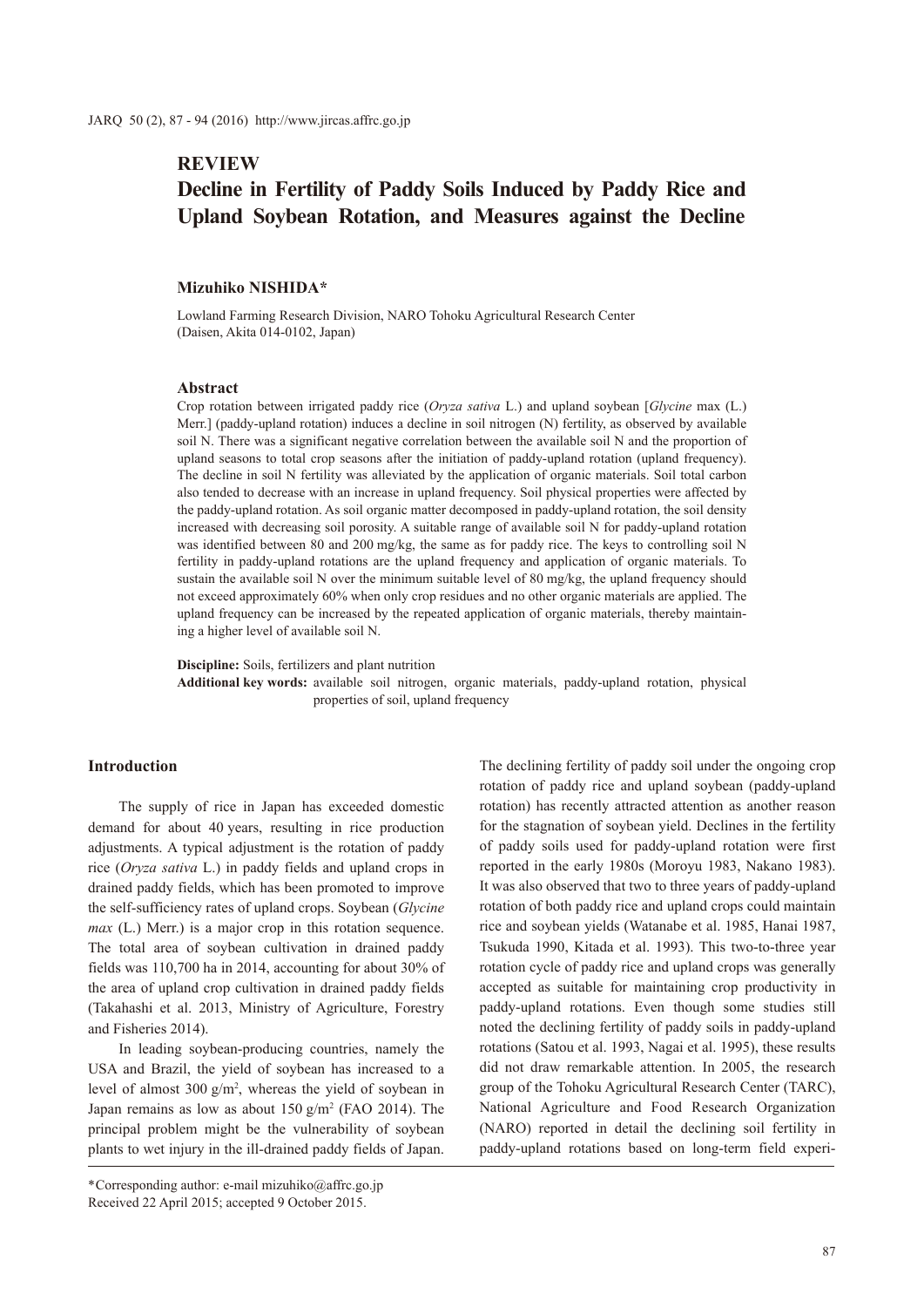**REVIEW**

# Decline in Fertility of Paddy Soils Induced by Paddy Rice and Upland Soybean Rotation, and Measures against the Decline

**Mizuhiko NISHIDA***

Lowland Farming Research Division, NARO Tohoku Agricultural Research Center
(Daisen, Akita 014-0102, Japan)

### Abstract

Crop rotation between irrigated paddy rice (*Oryza sativa* L.) and upland soybean [*Glycine* max (L.) Merr.] (paddy-upland rotation) induces a decline in soil nitrogen (N) fertility, as observed by available soil N. There was a significant negative correlation between the available soil N and the proportion of upland seasons to total crop seasons after the initiation of paddy-upland rotation (upland frequency). The decline in soil N fertility was alleviated by the application of organic materials. Soil total carbon also tended to decrease with an increase in upland frequency. Soil physical properties were affected by the paddy-upland rotation. As soil organic matter decomposed in paddy-upland rotation, the soil density increased with decreasing soil porosity. A suitable range of available soil N for paddy-upland rotation was identified between 80 and 200 mg/kg, the same as for paddy rice. The keys to controlling soil N fertility in paddy-upland rotations are the upland frequency and application of organic materials. To sustain the available soil N over the minimum suitable level of 80 mg/kg, the upland frequency should not exceed approximately 60% when only crop residues and no other organic materials are applied. The upland frequency can be increased by the repeated application of organic materials, thereby maintaining a higher level of available soil N.

**Discipline:** Soils, fertilizers and plant nutrition
**Additional key words:** available soil nitrogen, organic materials, paddy-upland rotation, physical properties of soil, upland frequency

## Introduction

The supply of rice in Japan has exceeded domestic demand for about 40 years, resulting in rice production adjustments. A typical adjustment is the rotation of paddy rice (*Oryza sativa* L.) in paddy fields and upland crops in drained paddy fields, which has been promoted to improve the self-sufficiency rates of upland crops. Soybean (*Glycine max* (L.) Merr.) is a major crop in this rotation sequence. The total area of soybean cultivation in drained paddy fields was 110,700 ha in 2014, accounting for about 30% of the area of upland crop cultivation in drained paddy fields (Takahashi et al. 2013, Ministry of Agriculture, Forestry and Fisheries 2014).

In leading soybean-producing countries, namely the USA and Brazil, the yield of soybean has increased to a level of almost 300 g/m$^2$, whereas the yield of soybean in Japan remains as low as about 150 g/m$^2$ (FAO 2014). The principal problem might be the vulnerability of soybean plants to wet injury in the ill-drained paddy fields of Japan. The declining fertility of paddy soil under the ongoing crop rotation of paddy rice and upland soybean (paddy-upland rotation) has recently attracted attention as another reason for the stagnation of soybean yield. Declines in the fertility of paddy soils used for paddy-upland rotation were first reported in the early 1980s (Moroyu 1983, Nakano 1983). It was also observed that two to three years of paddy-upland rotation of both paddy rice and upland crops could maintain rice and soybean yields (Watanabe et al. 1985, Hanai 1987, Tsukuda 1990, Kitada et al. 1993). This two-to-three year rotation cycle of paddy rice and upland crops was generally accepted as suitable for maintaining crop productivity in paddy-upland rotations. Even though some studies still noted the declining fertility of paddy soils in paddy-upland rotations (Satou et al. 1993, Nagai et al. 1995), these results did not draw remarkable attention. In 2005, the research group of the Tohoku Agricultural Research Center (TARC), National Agriculture and Food Research Organization (NARO) reported in detail the declining soil fertility in paddy-upland rotations based on long-term field experi-

*Corresponding author: e-mail mizuhiko@affrc.go.jp
Received 22 April 2015; accepted 9 October 2015.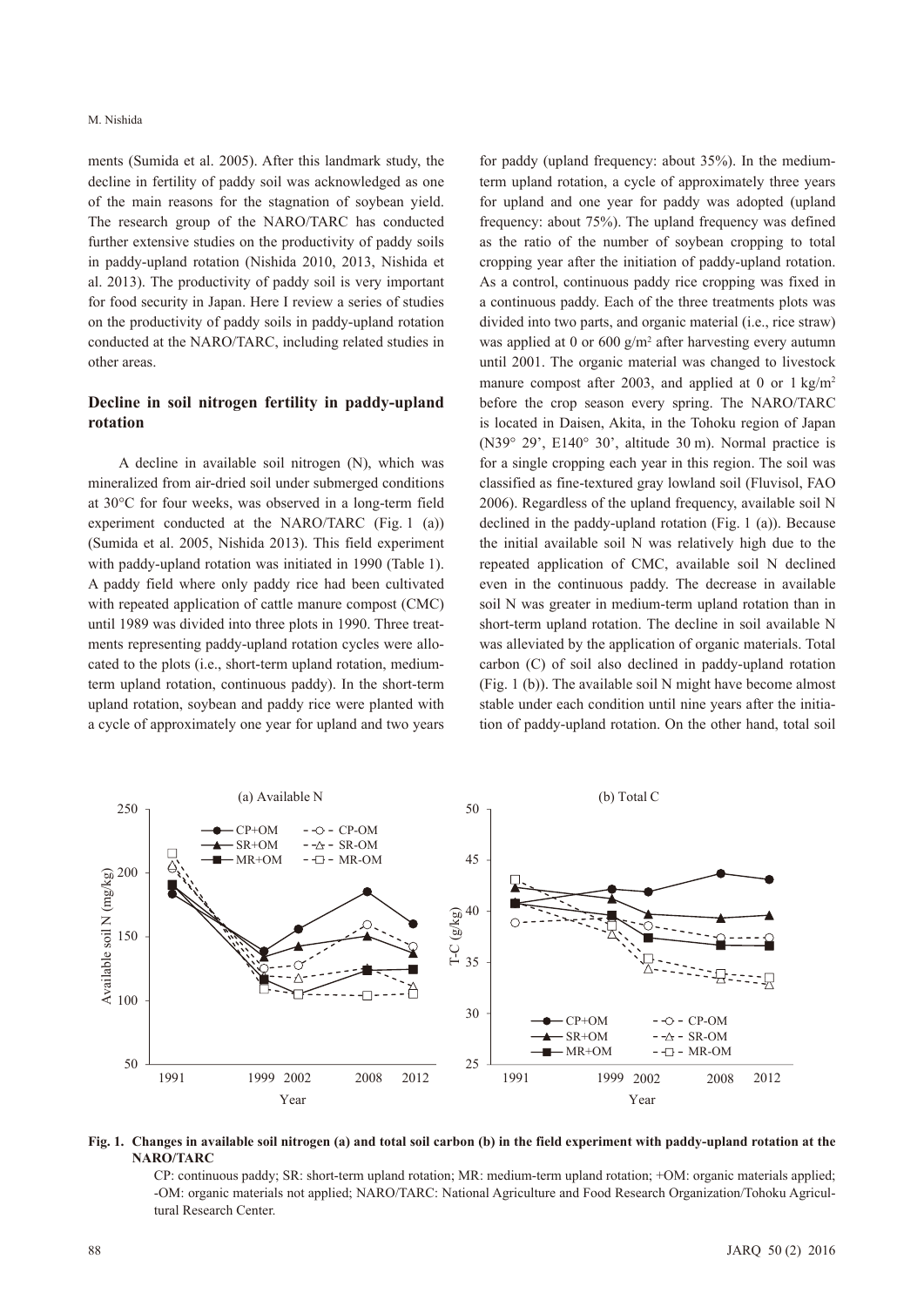ments (Sumida et al. 2005). After this landmark study, the decline in fertility of paddy soil was acknowledged as one of the main reasons for the stagnation of soybean yield. The research group of the NARO/TARC has conducted further extensive studies on the productivity of paddy soils in paddy-upland rotation (Nishida 2010, 2013, Nishida et al. 2013). The productivity of paddy soil is very important for food security in Japan. Here I review a series of studies on the productivity of paddy soils in paddy-upland rotation conducted at the NARO/TARC, including related studies in other areas.

## Decline in soil nitrogen fertility in paddy-upland rotation

A decline in available soil nitrogen (N), which was mineralized from air-dried soil under submerged conditions at 30°C for four weeks, was observed in a long-term field experiment conducted at the NARO/TARC (Fig. 1 (a)) (Sumida et al. 2005, Nishida 2013). This field experiment with paddy-upland rotation was initiated in 1990 (Table 1). A paddy field where only paddy rice had been cultivated with repeated application of cattle manure compost (CMC) until 1989 was divided into three plots in 1990. Three treatments representing paddy-upland rotation cycles were allocated to the plots (i.e., short-term upland rotation, medium-term upland rotation, continuous paddy). In the short-term upland rotation, soybean and paddy rice were planted with a cycle of approximately one year for upland and two years for paddy (upland frequency: about 35%). In the medium-term upland rotation, a cycle of approximately three years for upland and one year for paddy was adopted (upland frequency: about 75%). The upland frequency was defined as the ratio of the number of soybean cropping to total cropping year after the initiation of paddy-upland rotation. As a control, continuous paddy rice cropping was fixed in a continuous paddy. Each of the three treatments plots was divided into two parts, and organic material (i.e., rice straw) was applied at 0 or 600 g/m$^2$ after harvesting every autumn until 2001. The organic material was changed to livestock manure compost after 2003, and applied at 0 or 1 kg/m$^2$ before the crop season every spring. The NARO/TARC is located in Daisen, Akita, in the Tohoku region of Japan (N39° 29', E140° 30', altitude 30 m). Normal practice is for a single cropping each year in this region. The soil was classified as fine-textured gray lowland soil (Fluvisol, FAO 2006). Regardless of the upland frequency, available soil N declined in the paddy-upland rotation (Fig. 1 (a)). Because the initial available soil N was relatively high due to the repeated application of CMC, available soil N declined even in the continuous paddy. The decrease in available soil N was greater in medium-term upland rotation than in short-term upland rotation. The decline in soil available N was alleviated by the application of organic materials. Total carbon (C) of soil also declined in paddy-upland rotation (Fig. 1 (b)). The available soil N might have become almost stable under each condition until nine years after the initiation of paddy-upland rotation. On the other hand, total soil

**Fig. 1. Changes in available soil nitrogen (a) and total soil carbon (b) in the field experiment with paddy-upland rotation at the NARO/TARC**

CP: continuous paddy; SR: short-term upland rotation; MR: medium-term upland rotation; +OM: organic materials applied; -OM: organic materials not applied; NARO/TARC: National Agriculture and Food Research Organization/Tohoku Agricultural Research Center.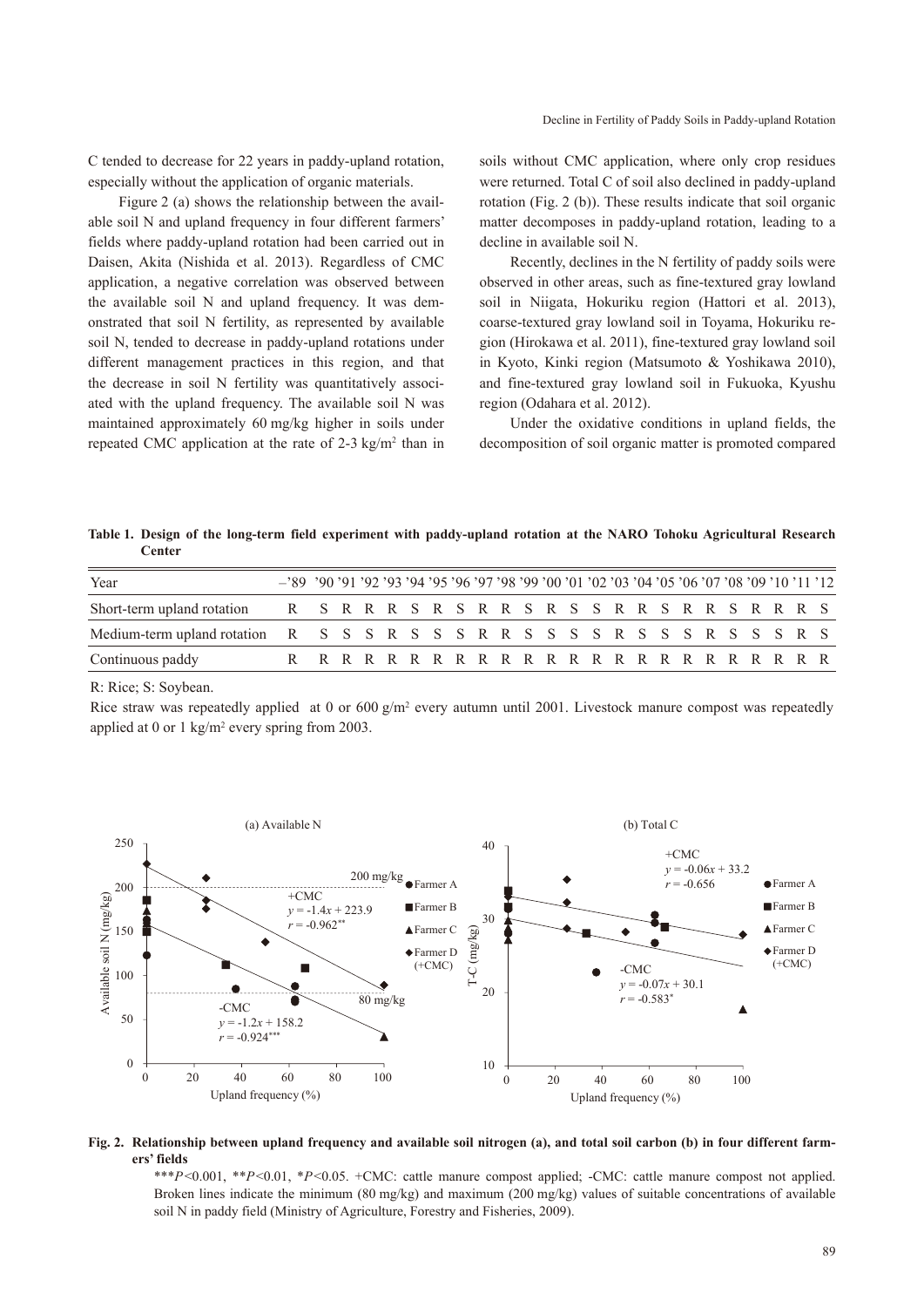C tended to decrease for 22 years in paddy-upland rotation, especially without the application of organic materials.

Figure 2 (a) shows the relationship between the available soil N and upland frequency in four different farmers' fields where paddy-upland rotation had been carried out in Daisen, Akita (Nishida et al. 2013). Regardless of CMC application, a negative correlation was observed between the available soil N and upland frequency. It was demonstrated that soil N fertility, as represented by available soil N, tended to decrease in paddy-upland rotations under different management practices in this region, and that the decrease in soil N fertility was quantitatively associated with the upland frequency. The available soil N was maintained approximately 60 mg/kg higher in soils under repeated CMC application at the rate of 2-3 kg/m$^2$ than in soils without CMC application, where only crop residues were returned. Total C of soil also declined in paddy-upland rotation (Fig. 2 (b)). These results indicate that soil organic matter decomposes in paddy-upland rotation, leading to a decline in available soil N.

Recently, declines in the N fertility of paddy soils were observed in other areas, such as fine-textured gray lowland soil in Niigata, Hokuriku region (Hattori et al. 2013), coarse-textured gray lowland soil in Toyama, Hokuriku region (Hirokawa et al. 2011), fine-textured gray lowland soil in Kyoto, Kinki region (Matsumoto & Yoshikawa 2010), and fine-textured gray lowland soil in Fukuoka, Kyushu region (Odahara et al. 2012).

Under the oxidative conditions in upland fields, the decomposition of soil organic matter is promoted compared

**Table 1. Design of the long-term field experiment with paddy-upland rotation at the NARO Tohoku Agricultural Research Center**

| Year | –'89 | '90 | '91 | '92 | '93 | '94 | '95 | '96 | '97 | '98 | '99 | '00 | '01 | '02 | '03 | '04 | '05 | '06 | '07 | '08 | '09 | '10 | '11 | '12 |
|---|---|---|---|---|---|---|---|---|---|---|---|---|---|---|---|---|---|---|---|---|---|---|---|---|
| Short-term upland rotation | R | S | R | R | R | S | R | S | R | R | S | R | S | S | R | R | S | R | R | S | R | R | R | S |
| Medium-term upland rotation | R | S | S | S | R | S | S | S | R | R | S | S | S | S | R | S | S | S | R | S | S | S | R | S |
| Continuous paddy | R | R | R | R | R | R | R | R | R | R | R | R | R | R | R | R | R | R | R | R | R | R | R | R |

R: Rice; S: Soybean.

Rice straw was repeatedly applied at 0 or 600 g/m$^2$ every autumn until 2001. Livestock manure compost was repeatedly applied at 0 or 1 kg/m$^2$ every spring from 2003.

**Fig. 2. Relationship between upland frequency and available soil nitrogen (a), and total soil carbon (b) in four different farmers' fields**

$^{***}P<0.001$, $^{**}P<0.01$, $^{*}P<0.05$. +CMC: cattle manure compost applied; -CMC: cattle manure compost not applied. Broken lines indicate the minimum (80 mg/kg) and maximum (200 mg/kg) values of suitable concentrations of available soil N in paddy field (Ministry of Agriculture, Forestry and Fisheries, 2009).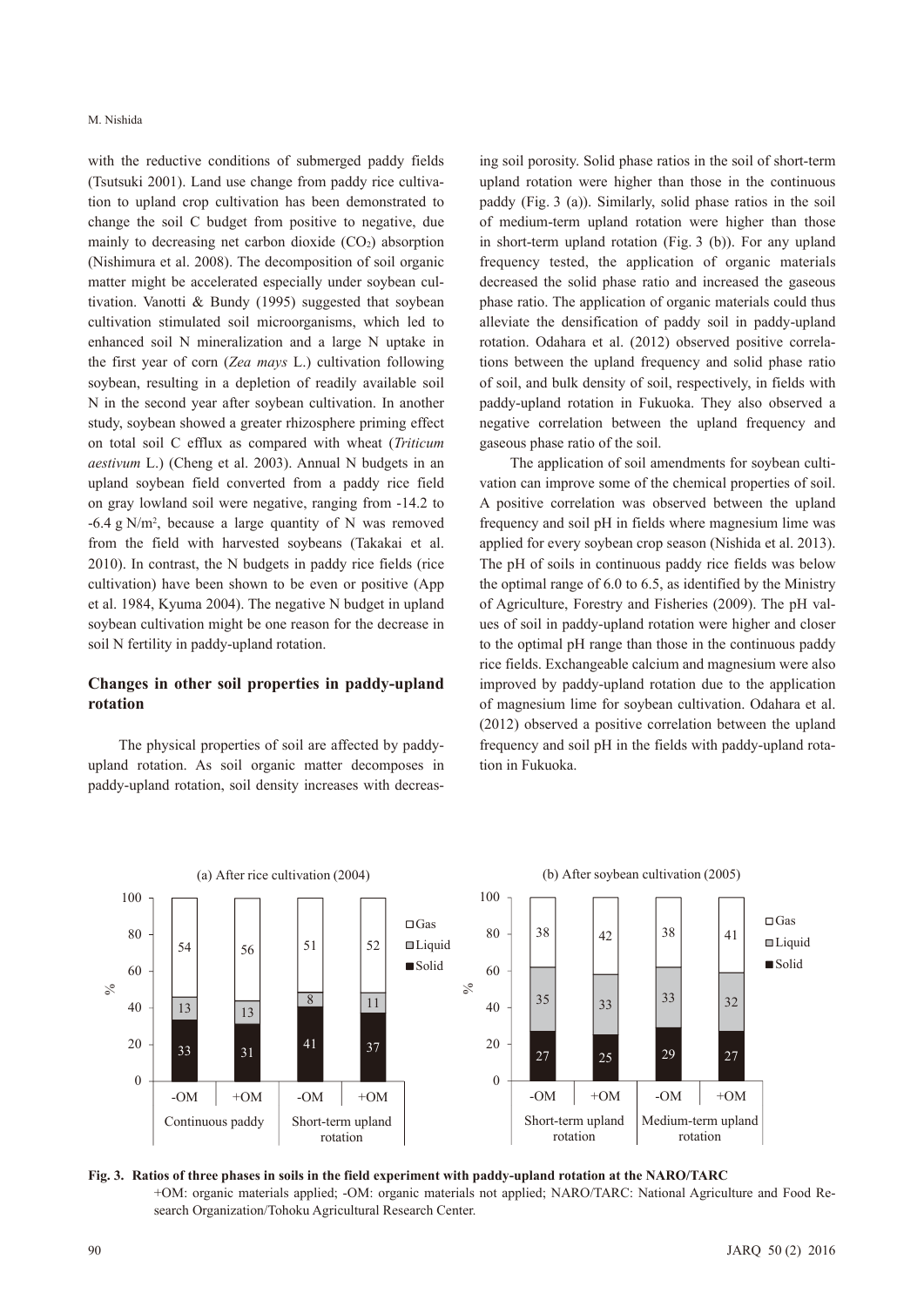with the reductive conditions of submerged paddy fields (Tsutsuki 2001). Land use change from paddy rice cultivation to upland crop cultivation has been demonstrated to change the soil C budget from positive to negative, due mainly to decreasing net carbon dioxide ($CO_2$) absorption (Nishimura et al. 2008). The decomposition of soil organic matter might be accelerated especially under soybean cultivation. Vanotti & Bundy (1995) suggested that soybean cultivation stimulated soil microorganisms, which led to enhanced soil N mineralization and a large N uptake in the first year of corn (*Zea mays* L.) cultivation following soybean, resulting in a depletion of readily available soil N in the second year after soybean cultivation. In another study, soybean showed a greater rhizosphere priming effect on total soil C efflux as compared with wheat (*Triticum aestivum* L.) (Cheng et al. 2003). Annual N budgets in an upland soybean field converted from a paddy rice field on gray lowland soil were negative, ranging from -14.2 to -6.4 g N/m$^2$, because a large quantity of N was removed from the field with harvested soybeans (Takakai et al. 2010). In contrast, the N budgets in paddy rice fields (rice cultivation) have been shown to be even or positive (App et al. 1984, Kyuma 2004). The negative N budget in upland soybean cultivation might be one reason for the decrease in soil N fertility in paddy-upland rotation.

## Changes in other soil properties in paddy-upland rotation

The physical properties of soil are affected by paddy-upland rotation. As soil organic matter decomposes in paddy-upland rotation, soil density increases with decreasing soil porosity. Solid phase ratios in the soil of short-term upland rotation were higher than those in the continuous paddy (Fig. 3 (a)). Similarly, solid phase ratios in the soil of medium-term upland rotation were higher than those in short-term upland rotation (Fig. 3 (b)). For any upland frequency tested, the application of organic materials decreased the solid phase ratio and increased the gaseous phase ratio. The application of organic materials could thus alleviate the densification of paddy soil in paddy-upland rotation. Odahara et al. (2012) observed positive correlations between the upland frequency and solid phase ratio of soil, and bulk density of soil, respectively, in fields with paddy-upland rotation in Fukuoka. They also observed a negative correlation between the upland frequency and gaseous phase ratio of the soil.

The application of soil amendments for soybean cultivation can improve some of the chemical properties of soil. A positive correlation was observed between the upland frequency and soil pH in fields where magnesium lime was applied for every soybean crop season (Nishida et al. 2013). The pH of soils in continuous paddy rice fields was below the optimal range of 6.0 to 6.5, as identified by the Ministry of Agriculture, Forestry and Fisheries (2009). The pH values of soil in paddy-upland rotation were higher and closer to the optimal pH range than those in the continuous paddy rice fields. Exchangeable calcium and magnesium were also improved by paddy-upland rotation due to the application of magnesium lime for soybean cultivation. Odahara et al. (2012) observed a positive correlation between the upland frequency and soil pH in the fields with paddy-upland rotation in Fukuoka.

(a) After rice cultivation (2004)

| Phase (%) | Continuous paddy -OM | Continuous paddy +OM | Short-term upland rotation -OM | Short-term upland rotation +OM |
|---|---|---|---|---|
| Gas | 54 | 56 | 51 | 52 |
| Liquid | 13 | 13 | 8 | 11 |
| Solid | 33 | 31 | 41 | 37 |

(b) After soybean cultivation (2005)

| Phase (%) | Short-term upland rotation -OM | Short-term upland rotation +OM | Medium-term upland rotation -OM | Medium-term upland rotation +OM |
|---|---|---|---|---|
| Gas | 38 | 42 | 38 | 41 |
| Liquid | 35 | 33 | 33 | 32 |
| Solid | 27 | 25 | 29 | 27 |

**Fig. 3. Ratios of three phases in soils in the field experiment with paddy-upland rotation at the NARO/TARC**

+OM: organic materials applied; -OM: organic materials not applied; NARO/TARC: National Agriculture and Food Research Organization/Tohoku Agricultural Research Center.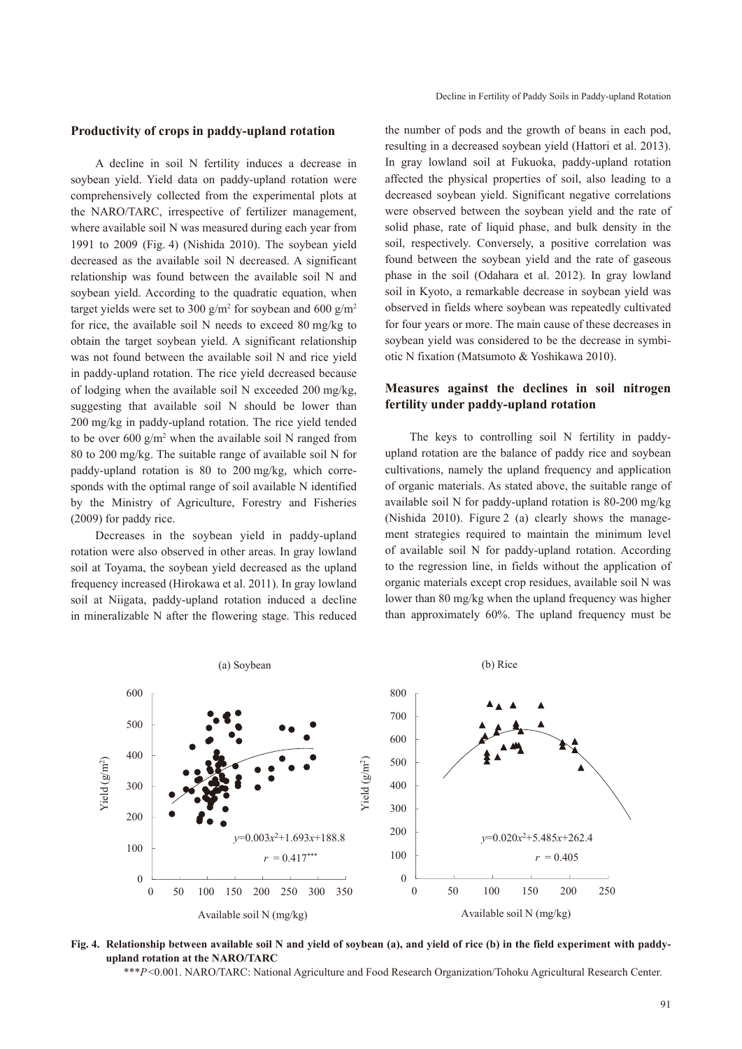## Productivity of crops in paddy-upland rotation

A decline in soil N fertility induces a decrease in soybean yield. Yield data on paddy-upland rotation were comprehensively collected from the experimental plots at the NARO/TARC, irrespective of fertilizer management, where available soil N was measured during each year from 1991 to 2009 (Fig. 4) (Nishida 2010). The soybean yield decreased as the available soil N decreased. A significant relationship was found between the available soil N and soybean yield. According to the quadratic equation, when target yields were set to 300 g/m$^2$ for soybean and 600 g/m$^2$ for rice, the available soil N needs to exceed 80 mg/kg to obtain the target soybean yield. A significant relationship was not found between the available soil N and rice yield in paddy-upland rotation. The rice yield decreased because of lodging when the available soil N exceeded 200 mg/kg, suggesting that available soil N should be lower than 200 mg/kg in paddy-upland rotation. The rice yield tended to be over 600 g/m$^2$ when the available soil N ranged from 80 to 200 mg/kg. The suitable range of available soil N for paddy-upland rotation is 80 to 200 mg/kg, which corresponds with the optimal range of soil available N identified by the Ministry of Agriculture, Forestry and Fisheries (2009) for paddy rice.

Decreases in the soybean yield in paddy-upland rotation were also observed in other areas. In gray lowland soil at Toyama, the soybean yield decreased as the upland frequency increased (Hirokawa et al. 2011). In gray lowland soil at Niigata, paddy-upland rotation induced a decline in mineralizable N after the flowering stage. This reduced the number of pods and the growth of beans in each pod, resulting in a decreased soybean yield (Hattori et al. 2013). In gray lowland soil at Fukuoka, paddy-upland rotation affected the physical properties of soil, also leading to a decreased soybean yield. Significant negative correlations were observed between the soybean yield and the rate of solid phase, rate of liquid phase, and bulk density in the soil, respectively. Conversely, a positive correlation was found between the soybean yield and the rate of gaseous phase in the soil (Odahara et al. 2012). In gray lowland soil in Kyoto, a remarkable decrease in soybean yield was observed in fields where soybean was repeatedly cultivated for four years or more. The main cause of these decreases in soybean yield was considered to be the decrease in symbiotic N fixation (Matsumoto & Yoshikawa 2010).

## Measures against the declines in soil nitrogen fertility under paddy-upland rotation

The keys to controlling soil N fertility in paddy-upland rotation are the balance of paddy rice and soybean cultivations, namely the upland frequency and application of organic materials. As stated above, the suitable range of available soil N for paddy-upland rotation is 80-200 mg/kg (Nishida 2010). Figure 2 (a) clearly shows the management strategies required to maintain the minimum level of available soil N for paddy-upland rotation. According to the regression line, in fields without the application of organic materials except crop residues, available soil N was lower than 80 mg/kg when the upland frequency was higher than approximately 60%. The upland frequency must be

(a) Soybean: $y = 0.003x^2 + 1.693x + 188.8$, $r = 0.417^{***}$

(b) Rice: $y = 0.020x^2 + 5.485x + 262.4$, $r = 0.405$

**Fig. 4. Relationship between available soil N and yield of soybean (a), and yield of rice (b) in the field experiment with paddy-upland rotation at the NARO/TARC**

$^{***}P<0.001$. NARO/TARC: National Agriculture and Food Research Organization/Tohoku Agricultural Research Center.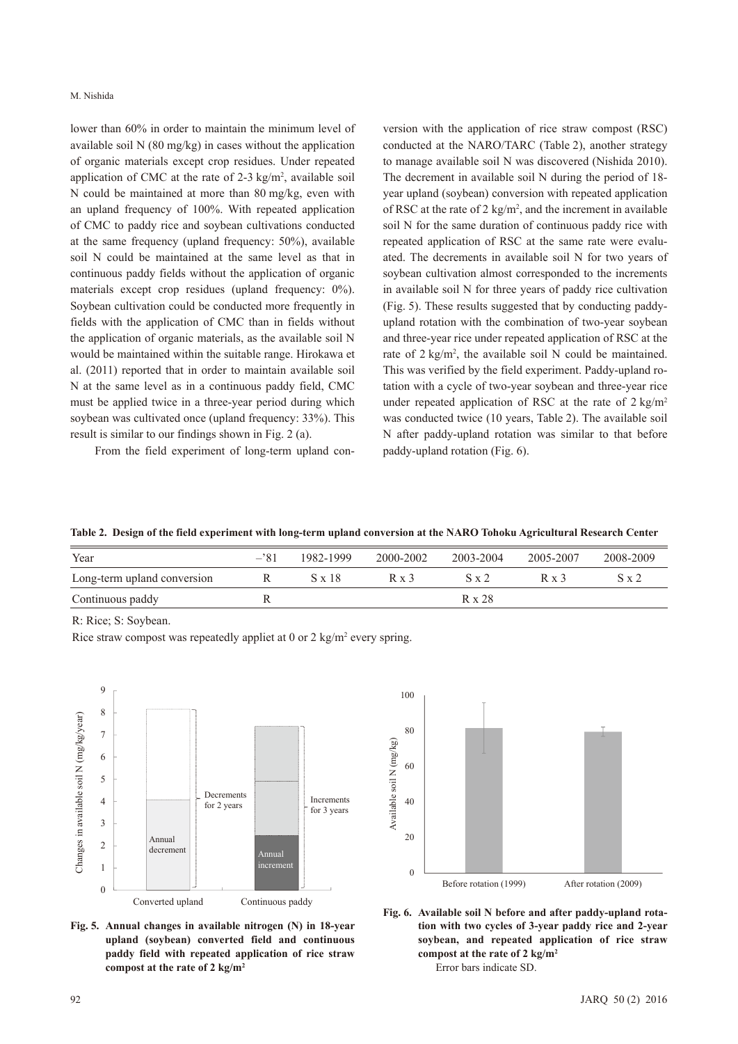lower than 60% in order to maintain the minimum level of available soil N (80 mg/kg) in cases without the application of organic materials except crop residues. Under repeated application of CMC at the rate of 2-3 kg/m$^2$, available soil N could be maintained at more than 80 mg/kg, even with an upland frequency of 100%. With repeated application of CMC to paddy rice and soybean cultivations conducted at the same frequency (upland frequency: 50%), available soil N could be maintained at the same level as that in continuous paddy fields without the application of organic materials except crop residues (upland frequency: 0%). Soybean cultivation could be conducted more frequently in fields with the application of CMC than in fields without the application of organic materials, as the available soil N would be maintained within the suitable range. Hirokawa et al. (2011) reported that in order to maintain available soil N at the same level as in a continuous paddy field, CMC must be applied twice in a three-year period during which soybean was cultivated once (upland frequency: 33%). This result is similar to our findings shown in Fig. 2 (a).

From the field experiment of long-term upland conversion with the application of rice straw compost (RSC) conducted at the NARO/TARC (Table 2), another strategy to manage available soil N was discovered (Nishida 2010). The decrement in available soil N during the period of 18-year upland (soybean) conversion with repeated application of RSC at the rate of 2 kg/m$^2$, and the increment in available soil N for the same duration of continuous paddy rice with repeated application of RSC at the same rate were evaluated. The decrements in available soil N for two years of soybean cultivation almost corresponded to the increments in available soil N for three years of paddy rice cultivation (Fig. 5). These results suggested that by conducting paddy-upland rotation with the combination of two-year soybean and three-year rice under repeated application of RSC at the rate of 2 kg/m$^2$, the available soil N could be maintained. This was verified by the field experiment. Paddy-upland rotation with a cycle of two-year soybean and three-year rice under repeated application of RSC at the rate of 2 kg/m$^2$ was conducted twice (10 years, Table 2). The available soil N after paddy-upland rotation was similar to that before paddy-upland rotation (Fig. 6).

**Table 2. Design of the field experiment with long-term upland conversion at the NARO Tohoku Agricultural Research Center**

| Year | –'81 | 1982-1999 | 2000-2002 | 2003-2004 | 2005-2007 | 2008-2009 |
|---|---|---|---|---|---|---|
| Long-term upland conversion | R | S x 18 | R x 3 | S x 2 | R x 3 | S x 2 |
| Continuous paddy | R | | | R x 28 | | |

R: Rice; S: Soybean.

Rice straw compost was repeatedly appliet at 0 or 2 kg/m$^2$ every spring.

**Fig. 5. Annual changes in available nitrogen (N) in 18-year upland (soybean) converted field and continuous paddy field with repeated application of rice straw compost at the rate of 2 kg/m$^2$**

**Fig. 6. Available soil N before and after paddy-upland rotation with two cycles of 3-year paddy rice and 2-year soybean, and repeated application of rice straw compost at the rate of 2 kg/m$^2$**

Error bars indicate SD.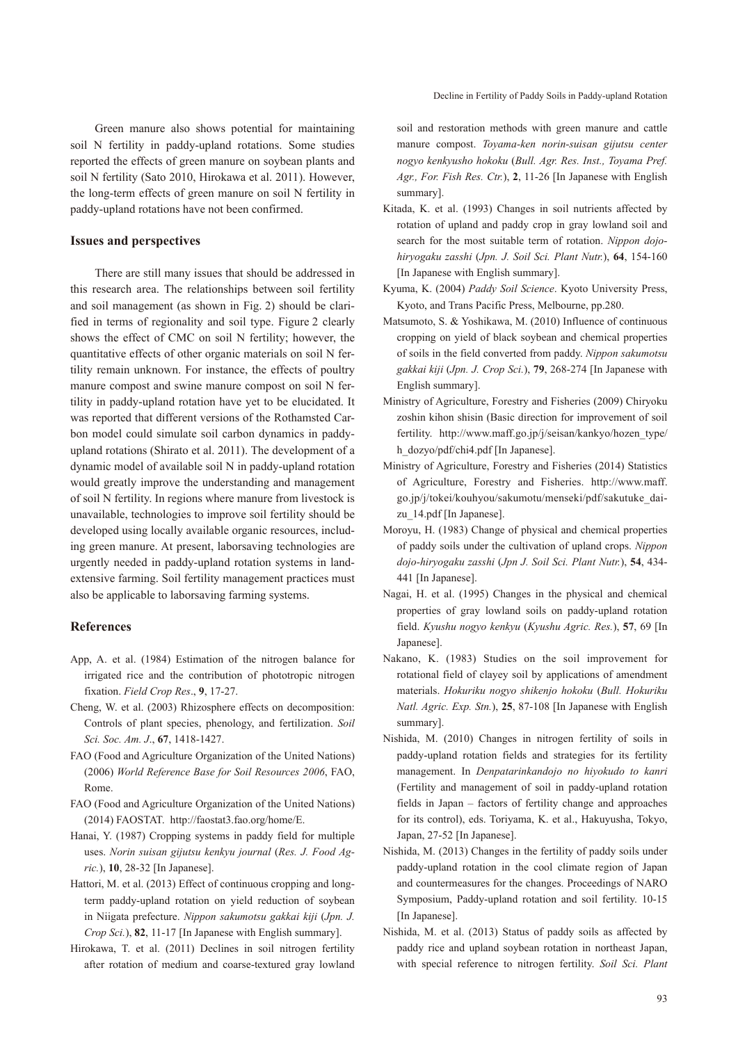Green manure also shows potential for maintaining soil N fertility in paddy-upland rotations. Some studies reported the effects of green manure on soybean plants and soil N fertility (Sato 2010, Hirokawa et al. 2011). However, the long-term effects of green manure on soil N fertility in paddy-upland rotations have not been confirmed.

## Issues and perspectives

There are still many issues that should be addressed in this research area. The relationships between soil fertility and soil management (as shown in Fig. 2) should be clarified in terms of regionality and soil type. Figure 2 clearly shows the effect of CMC on soil N fertility; however, the quantitative effects of other organic materials on soil N fertility remain unknown. For instance, the effects of poultry manure compost and swine manure compost on soil N fertility in paddy-upland rotation have yet to be elucidated. It was reported that different versions of the Rothamsted Carbon model could simulate soil carbon dynamics in paddy-upland rotations (Shirato et al. 2011). The development of a dynamic model of available soil N in paddy-upland rotation would greatly improve the understanding and management of soil N fertility. In regions where manure from livestock is unavailable, technologies to improve soil fertility should be developed using locally available organic resources, including green manure. At present, laborsaving technologies are urgently needed in paddy-upland rotation systems in land-extensive farming. Soil fertility management practices must also be applicable to laborsaving farming systems.

## References

App, A. et al. (1984) Estimation of the nitrogen balance for irrigated rice and the contribution of phototropic nitrogen fixation. *Field Crop Res*., **9**, 17-27.

Cheng, W. et al. (2003) Rhizosphere effects on decomposition: Controls of plant species, phenology, and fertilization. *Soil Sci. Soc. Am. J*., **67**, 1418-1427.

FAO (Food and Agriculture Organization of the United Nations) (2006) *World Reference Base for Soil Resources 2006*, FAO, Rome.

FAO (Food and Agriculture Organization of the United Nations) (2014) FAOSTAT. http://faostat3.fao.org/home/E.

Hanai, Y. (1987) Cropping systems in paddy field for multiple uses. *Norin suisan gijutsu kenkyu journal* (*Res. J. Food Agric.*), **10**, 28-32 [In Japanese].

Hattori, M. et al. (2013) Effect of continuous cropping and long-term paddy-upland rotation on yield reduction of soybean in Niigata prefecture. *Nippon sakumotsu gakkai kiji* (*Jpn. J. Crop Sci.*), **82**, 11-17 [In Japanese with English summary].

Hirokawa, T. et al. (2011) Declines in soil nitrogen fertility after rotation of medium and coarse-textured gray lowland soil and restoration methods with green manure and cattle manure compost. *Toyama-ken norin-suisan gijutsu center nogyo kenkyusho hokoku* (*Bull. Agr. Res. Inst., Toyama Pref. Agr., For. Fish Res. Ctr.*), **2**, 11-26 [In Japanese with English summary].

Kitada, K. et al. (1993) Changes in soil nutrients affected by rotation of upland and paddy crop in gray lowland soil and search for the most suitable term of rotation. *Nippon dojo-hiryogaku zasshi* (*Jpn. J. Soil Sci. Plant Nutr.*), **64**, 154-160 [In Japanese with English summary].

Kyuma, K. (2004) *Paddy Soil Science*. Kyoto University Press, Kyoto, and Trans Pacific Press, Melbourne, pp.280.

Matsumoto, S. & Yoshikawa, M. (2010) Influence of continuous cropping on yield of black soybean and chemical properties of soils in the field converted from paddy. *Nippon sakumotsu gakkai kiji* (*Jpn. J. Crop Sci.*), **79**, 268-274 [In Japanese with English summary].

Ministry of Agriculture, Forestry and Fisheries (2009) Chiryoku zoshin kihon shisin (Basic direction for improvement of soil fertility. http://www.maff.go.jp/j/seisan/kankyo/hozen_type/h_dozyo/pdf/chi4.pdf [In Japanese].

Ministry of Agriculture, Forestry and Fisheries (2014) Statistics of Agriculture, Forestry and Fisheries. http://www.maff.go.jp/j/tokei/kouhyou/sakumotu/menseki/pdf/sakutuke_daizu_14.pdf [In Japanese].

Moroyu, H. (1983) Change of physical and chemical properties of paddy soils under the cultivation of upland crops. *Nippon dojo-hiryogaku zasshi* (*Jpn J. Soil Sci. Plant Nutr.*), **54**, 434-441 [In Japanese].

Nagai, H. et al. (1995) Changes in the physical and chemical properties of gray lowland soils on paddy-upland rotation field. *Kyushu nogyo kenkyu* (*Kyushu Agric. Res.*), **57**, 69 [In Japanese].

Nakano, K. (1983) Studies on the soil improvement for rotational field of clayey soil by applications of amendment materials. *Hokuriku nogyo shikenjo hokoku* (*Bull. Hokuriku Natl. Agric. Exp. Stn.*), **25**, 87-108 [In Japanese with English summary].

Nishida, M. (2010) Changes in nitrogen fertility of soils in paddy-upland rotation fields and strategies for its fertility management. In *Denpatarinkandojo no hiyokudo to kanri* (Fertility and management of soil in paddy-upland rotation fields in Japan – factors of fertility change and approaches for its control), eds. Toriyama, K. et al., Hakuyusha, Tokyo, Japan, 27-52 [In Japanese].

Nishida, M. (2013) Changes in the fertility of paddy soils under paddy-upland rotation in the cool climate region of Japan and countermeasures for the changes. Proceedings of NARO Symposium, Paddy-upland rotation and soil fertility. 10-15 [In Japanese].

Nishida, M. et al. (2013) Status of paddy soils as affected by paddy rice and upland soybean rotation in northeast Japan, with special reference to nitrogen fertility. *Soil Sci. Plant*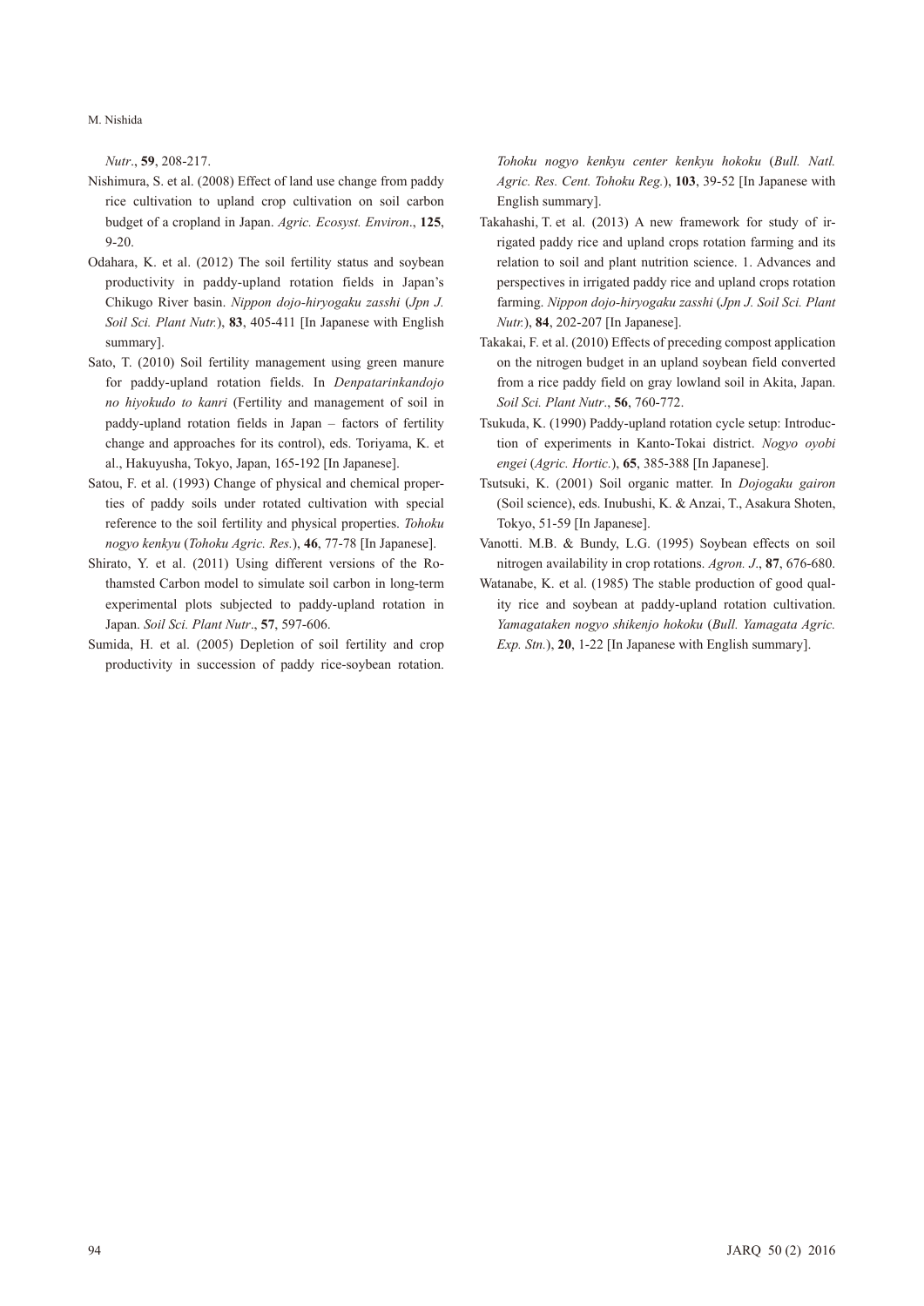*Nutr*., **59**, 208-217.

Nishimura, S. et al. (2008) Effect of land use change from paddy rice cultivation to upland crop cultivation on soil carbon budget of a cropland in Japan. *Agric. Ecosyst. Environ*., **125**, 9-20.

Odahara, K. et al. (2012) The soil fertility status and soybean productivity in paddy-upland rotation fields in Japan's Chikugo River basin. *Nippon dojo-hiryogaku zasshi* (*Jpn J. Soil Sci. Plant Nutr.*), **83**, 405-411 [In Japanese with English summary].

Sato, T. (2010) Soil fertility management using green manure for paddy-upland rotation fields. In *Denpatarinkandojo no hiyokudo to kanri* (Fertility and management of soil in paddy-upland rotation fields in Japan – factors of fertility change and approaches for its control), eds. Toriyama, K. et al., Hakuyusha, Tokyo, Japan, 165-192 [In Japanese].

Satou, F. et al. (1993) Change of physical and chemical properties of paddy soils under rotated cultivation with special reference to the soil fertility and physical properties. *Tohoku nogyo kenkyu* (*Tohoku Agric. Res.*), **46**, 77-78 [In Japanese].

Shirato, Y. et al. (2011) Using different versions of the Rothamsted Carbon model to simulate soil carbon in long-term experimental plots subjected to paddy-upland rotation in Japan. *Soil Sci. Plant Nutr*., **57**, 597-606.

Sumida, H. et al. (2005) Depletion of soil fertility and crop productivity in succession of paddy rice-soybean rotation. *Tohoku nogyo kenkyu center kenkyu hokoku* (*Bull. Natl. Agric. Res. Cent. Tohoku Reg.*), **103**, 39-52 [In Japanese with English summary].

Takahashi, T. et al. (2013) A new framework for study of irrigated paddy rice and upland crops rotation farming and its relation to soil and plant nutrition science. 1. Advances and perspectives in irrigated paddy rice and upland crops rotation farming. *Nippon dojo-hiryogaku zasshi* (*Jpn J. Soil Sci. Plant Nutr.*), **84**, 202-207 [In Japanese].

Takakai, F. et al. (2010) Effects of preceding compost application on the nitrogen budget in an upland soybean field converted from a rice paddy field on gray lowland soil in Akita, Japan. *Soil Sci. Plant Nutr*., **56**, 760-772.

Tsukuda, K. (1990) Paddy-upland rotation cycle setup: Introduction of experiments in Kanto-Tokai district. *Nogyo oyobi engei* (*Agric. Hortic.*), **65**, 385-388 [In Japanese].

Tsutsuki, K. (2001) Soil organic matter. In *Dojogaku gairon* (Soil science), eds. Inubushi, K. & Anzai, T., Asakura Shoten, Tokyo, 51-59 [In Japanese].

Vanotti. M.B. & Bundy, L.G. (1995) Soybean effects on soil nitrogen availability in crop rotations. *Agron. J*., **87**, 676-680.

Watanabe, K. et al. (1985) The stable production of good quality rice and soybean at paddy-upland rotation cultivation. *Yamagataken nogyo shikenjo hokoku* (*Bull. Yamagata Agric. Exp. Stn.*), **20**, 1-22 [In Japanese with English summary].